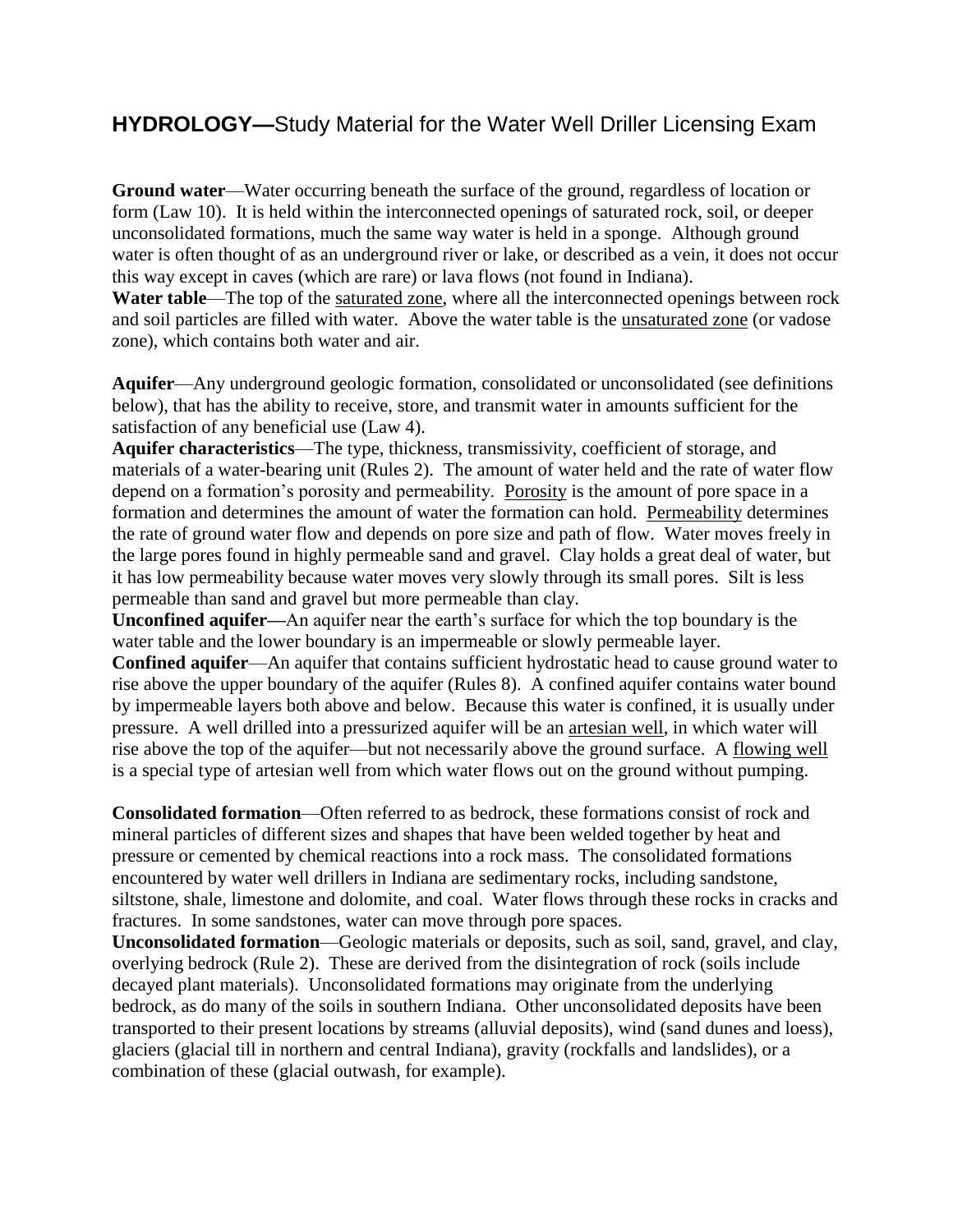# **HYDROLOGY—**Study Material for the Water Well Driller Licensing Exam

**Ground water**—Water occurring beneath the surface of the ground, regardless of location or form (Law 10). It is held within the interconnected openings of saturated rock, soil, or deeper unconsolidated formations, much the same way water is held in a sponge. Although ground water is often thought of as an underground river or lake, or described as a vein, it does not occur this way except in caves (which are rare) or lava flows (not found in Indiana).

**Water table**—The top of the saturated zone, where all the interconnected openings between rock and soil particles are filled with water. Above the water table is the unsaturated zone (or vadose zone), which contains both water and air.

**Aquifer**—Any underground geologic formation, consolidated or unconsolidated (see definitions below), that has the ability to receive, store, and transmit water in amounts sufficient for the satisfaction of any beneficial use (Law 4).

**Aquifer characteristics**—The type, thickness, transmissivity, coefficient of storage, and materials of a water-bearing unit (Rules 2). The amount of water held and the rate of water flow depend on a formation's porosity and permeability. Porosity is the amount of pore space in a formation and determines the amount of water the formation can hold. Permeability determines the rate of ground water flow and depends on pore size and path of flow. Water moves freely in the large pores found in highly permeable sand and gravel. Clay holds a great deal of water, but it has low permeability because water moves very slowly through its small pores. Silt is less permeable than sand and gravel but more permeable than clay.

**Unconfined aquifer—**An aquifer near the earth's surface for which the top boundary is the water table and the lower boundary is an impermeable or slowly permeable layer.

**Confined aquifer**—An aquifer that contains sufficient hydrostatic head to cause ground water to rise above the upper boundary of the aquifer (Rules 8). A confined aquifer contains water bound by impermeable layers both above and below. Because this water is confined, it is usually under pressure. A well drilled into a pressurized aquifer will be an artesian well, in which water will rise above the top of the aquifer—but not necessarily above the ground surface. A flowing well is a special type of artesian well from which water flows out on the ground without pumping.

**Consolidated formation**—Often referred to as bedrock, these formations consist of rock and mineral particles of different sizes and shapes that have been welded together by heat and pressure or cemented by chemical reactions into a rock mass. The consolidated formations encountered by water well drillers in Indiana are sedimentary rocks, including sandstone, siltstone, shale, limestone and dolomite, and coal. Water flows through these rocks in cracks and fractures. In some sandstones, water can move through pore spaces.

**Unconsolidated formation**—Geologic materials or deposits, such as soil, sand, gravel, and clay, overlying bedrock (Rule 2). These are derived from the disintegration of rock (soils include decayed plant materials). Unconsolidated formations may originate from the underlying bedrock, as do many of the soils in southern Indiana. Other unconsolidated deposits have been transported to their present locations by streams (alluvial deposits), wind (sand dunes and loess), glaciers (glacial till in northern and central Indiana), gravity (rockfalls and landslides), or a combination of these (glacial outwash, for example).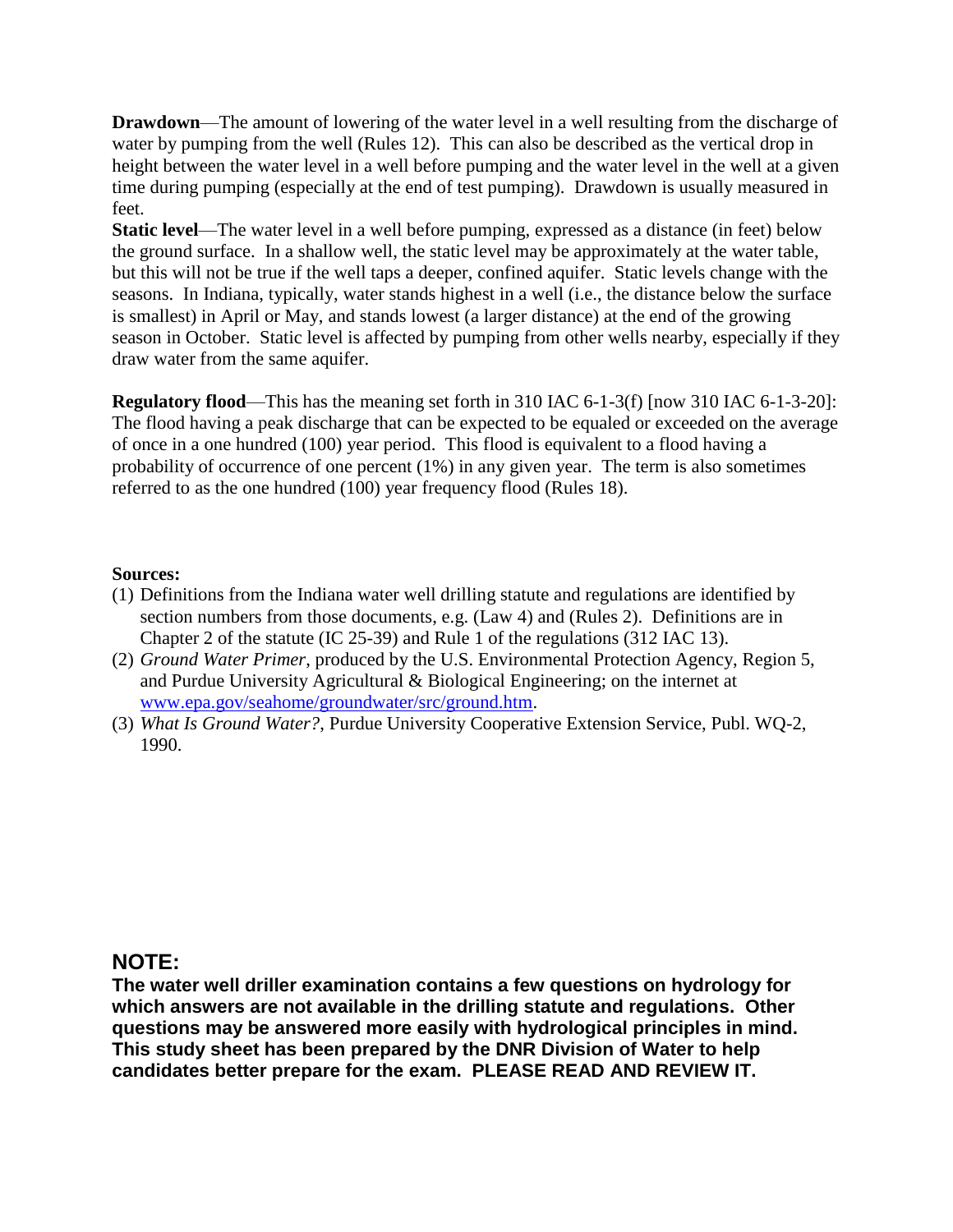**Drawdown**—The amount of lowering of the water level in a well resulting from the discharge of water by pumping from the well (Rules 12). This can also be described as the vertical drop in height between the water level in a well before pumping and the water level in the well at a given time during pumping (especially at the end of test pumping). Drawdown is usually measured in feet.

**Static level**—The water level in a well before pumping, expressed as a distance (in feet) below the ground surface. In a shallow well, the static level may be approximately at the water table, but this will not be true if the well taps a deeper, confined aquifer. Static levels change with the seasons. In Indiana, typically, water stands highest in a well (i.e., the distance below the surface is smallest) in April or May, and stands lowest (a larger distance) at the end of the growing season in October. Static level is affected by pumping from other wells nearby, especially if they draw water from the same aquifer.

**Regulatory flood**—This has the meaning set forth in 310 IAC 6-1-3(f) [now 310 IAC 6-1-3-20]: The flood having a peak discharge that can be expected to be equaled or exceeded on the average of once in a one hundred (100) year period. This flood is equivalent to a flood having a probability of occurrence of one percent (1%) in any given year. The term is also sometimes referred to as the one hundred (100) year frequency flood (Rules 18).

**Sources:**

(1) Definitions from the Indiana water well drilling statute and regulations are identified by section numbers from those documents, e.g. (Law 4) and (Rules 2). Definitions are in Chapter 2 of the statute (IC 25-39) and Rule 1 of the regulations (312 IAC 13).

(2) *Ground Water Primer*, produced by the U.S. Environmental Protection Agency, Region 5, and Purdue University Agricultural & Biological Engineering; on the internet at www.epa.gov/seahome/groundwater/src/ground.htm.

(3) *What Is Ground Water?*, Purdue University Cooperative Extension Service, Publ. WQ-2, 1990.

## NOTE:

**The water well driller examination contains a few questions on hydrology for which answers are not available in the drilling statute and regulations. Other questions may be answered more easily with hydrological principles in mind. This study sheet has been prepared by the DNR Division of Water to help candidates better prepare for the exam. PLEASE READ AND REVIEW IT.**